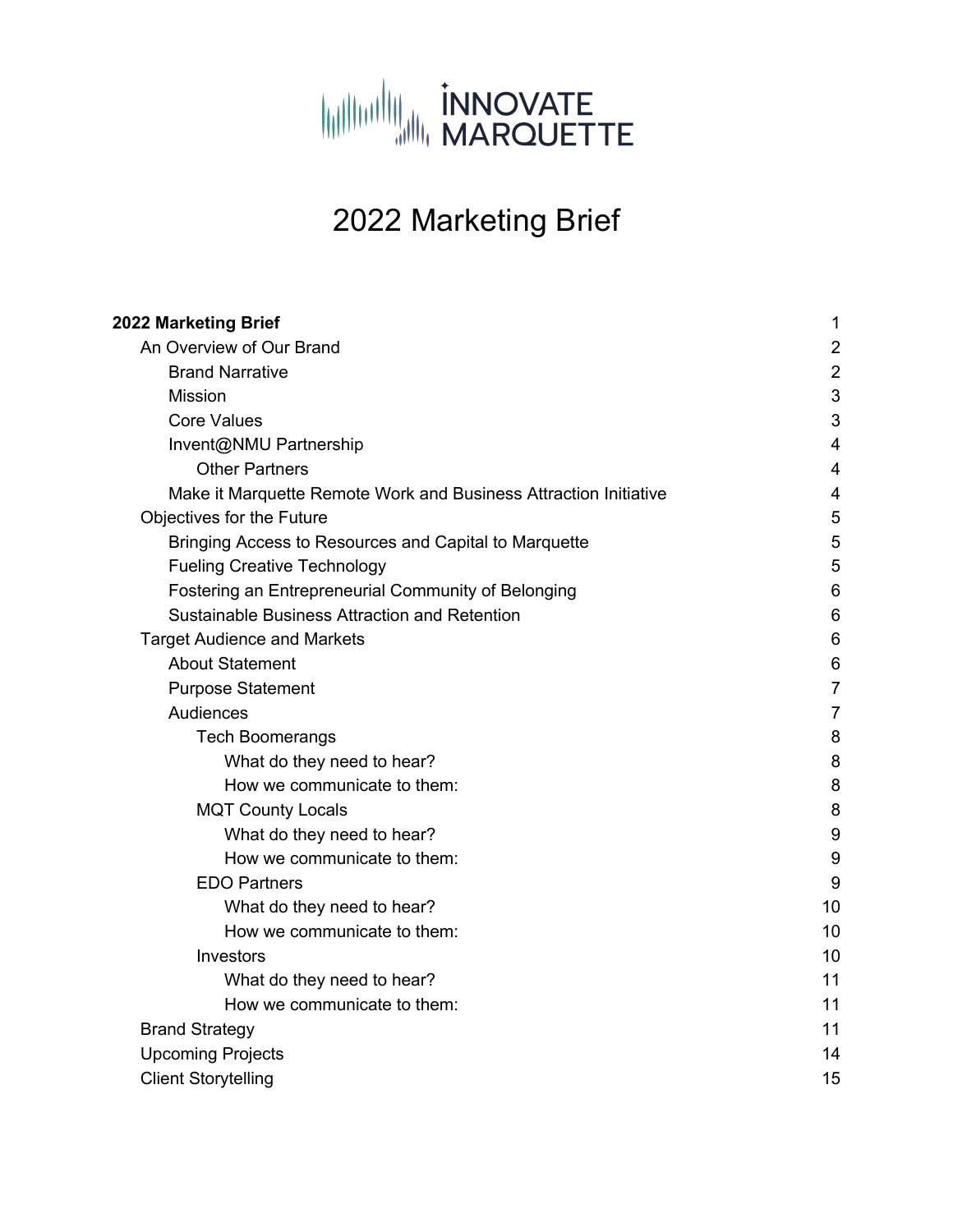INNOVATE MARQUETTE

# 2022 Marketing Brief

| | |
|---|---|
| **2022 Marketing Brief** | 1 |
| An Overview of Our Brand | 2 |
| Brand Narrative | 2 |
| Mission | 3 |
| Core Values | 3 |
| Invent@NMU Partnership | 4 |
| Other Partners | 4 |
| Make it Marquette Remote Work and Business Attraction Initiative | 4 |
| Objectives for the Future | 5 |
| Bringing Access to Resources and Capital to Marquette | 5 |
| Fueling Creative Technology | 5 |
| Fostering an Entrepreneurial Community of Belonging | 6 |
| Sustainable Business Attraction and Retention | 6 |
| Target Audience and Markets | 6 |
| About Statement | 6 |
| Purpose Statement | 7 |
| Audiences | 7 |
| Tech Boomerangs | 8 |
| What do they need to hear? | 8 |
| How we communicate to them: | 8 |
| MQT County Locals | 8 |
| What do they need to hear? | 9 |
| How we communicate to them: | 9 |
| EDO Partners | 9 |
| What do they need to hear? | 10 |
| How we communicate to them: | 10 |
| Investors | 10 |
| What do they need to hear? | 11 |
| How we communicate to them: | 11 |
| Brand Strategy | 11 |
| Upcoming Projects | 14 |
| Client Storytelling | 15 |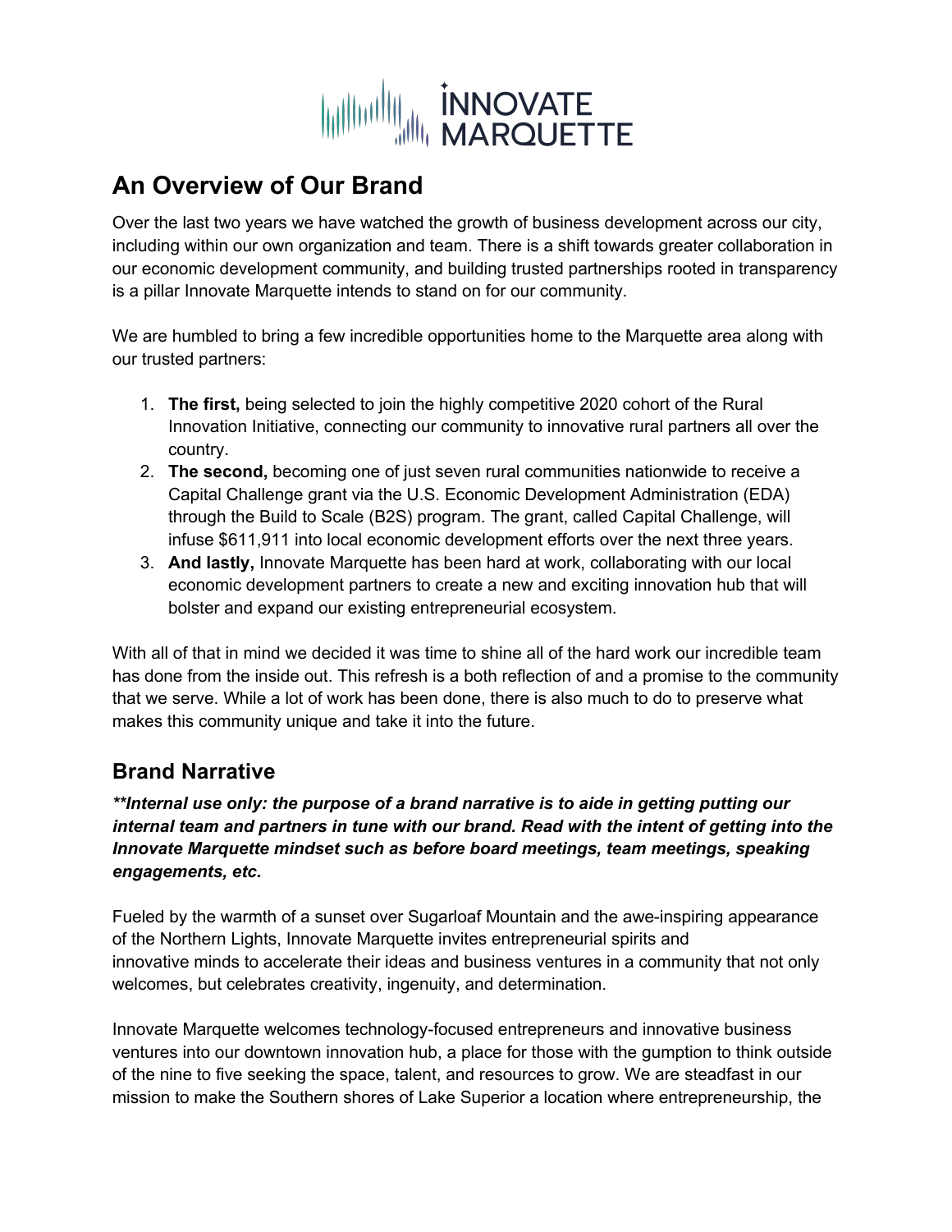# An Overview of Our Brand

Over the last two years we have watched the growth of business development across our city, including within our own organization and team. There is a shift towards greater collaboration in our economic development community, and building trusted partnerships rooted in transparency is a pillar Innovate Marquette intends to stand on for our community.

We are humbled to bring a few incredible opportunities home to the Marquette area along with our trusted partners:

1. **The first,** being selected to join the highly competitive 2020 cohort of the Rural Innovation Initiative, connecting our community to innovative rural partners all over the country.
2. **The second,** becoming one of just seven rural communities nationwide to receive a Capital Challenge grant via the U.S. Economic Development Administration (EDA) through the Build to Scale (B2S) program. The grant, called Capital Challenge, will infuse $611,911 into local economic development efforts over the next three years.
3. **And lastly,** Innovate Marquette has been hard at work, collaborating with our local economic development partners to create a new and exciting innovation hub that will bolster and expand our existing entrepreneurial ecosystem.

With all of that in mind we decided it was time to shine all of the hard work our incredible team has done from the inside out. This refresh is a both reflection of and a promise to the community that we serve. While a lot of work has been done, there is also much to do to preserve what makes this community unique and take it into the future.

## Brand Narrative

***Internal use only: the purpose of a brand narrative is to aide in getting putting our internal team and partners in tune with our brand. Read with the intent of getting into the Innovate Marquette mindset such as before board meetings, team meetings, speaking engagements, etc.***

Fueled by the warmth of a sunset over Sugarloaf Mountain and the awe-inspiring appearance of the Northern Lights, Innovate Marquette invites entrepreneurial spirits and innovative minds to accelerate their ideas and business ventures in a community that not only welcomes, but celebrates creativity, ingenuity, and determination.

Innovate Marquette welcomes technology-focused entrepreneurs and innovative business ventures into our downtown innovation hub, a place for those with the gumption to think outside of the nine to five seeking the space, talent, and resources to grow. We are steadfast in our mission to make the Southern shores of Lake Superior a location where entrepreneurship, the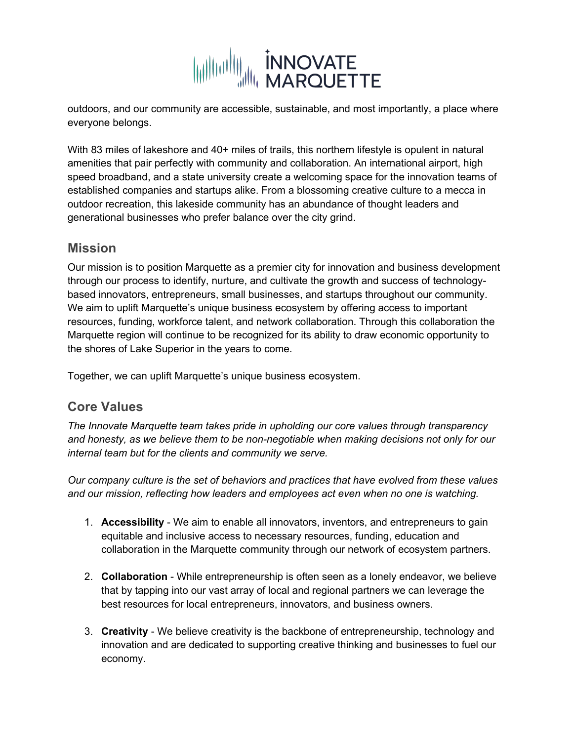outdoors, and our community are accessible, sustainable, and most importantly, a place where everyone belongs.

With 83 miles of lakeshore and 40+ miles of trails, this northern lifestyle is opulent in natural amenities that pair perfectly with community and collaboration. An international airport, high speed broadband, and a state university create a welcoming space for the innovation teams of established companies and startups alike. From a blossoming creative culture to a mecca in outdoor recreation, this lakeside community has an abundance of thought leaders and generational businesses who prefer balance over the city grind.

## Mission

Our mission is to position Marquette as a premier city for innovation and business development through our process to identify, nurture, and cultivate the growth and success of technology-based innovators, entrepreneurs, small businesses, and startups throughout our community. We aim to uplift Marquette's unique business ecosystem by offering access to important resources, funding, workforce talent, and network collaboration. Through this collaboration the Marquette region will continue to be recognized for its ability to draw economic opportunity to the shores of Lake Superior in the years to come.

Together, we can uplift Marquette's unique business ecosystem.

## Core Values

*The Innovate Marquette team takes pride in upholding our core values through transparency and honesty, as we believe them to be non-negotiable when making decisions not only for our internal team but for the clients and community we serve.*

*Our company culture is the set of behaviors and practices that have evolved from these values and our mission, reflecting how leaders and employees act even when no one is watching.*

1. **Accessibility** - We aim to enable all innovators, inventors, and entrepreneurs to gain equitable and inclusive access to necessary resources, funding, education and collaboration in the Marquette community through our network of ecosystem partners.

2. **Collaboration** - While entrepreneurship is often seen as a lonely endeavor, we believe that by tapping into our vast array of local and regional partners we can leverage the best resources for local entrepreneurs, innovators, and business owners.

3. **Creativity** - We believe creativity is the backbone of entrepreneurship, technology and innovation and are dedicated to supporting creative thinking and businesses to fuel our economy.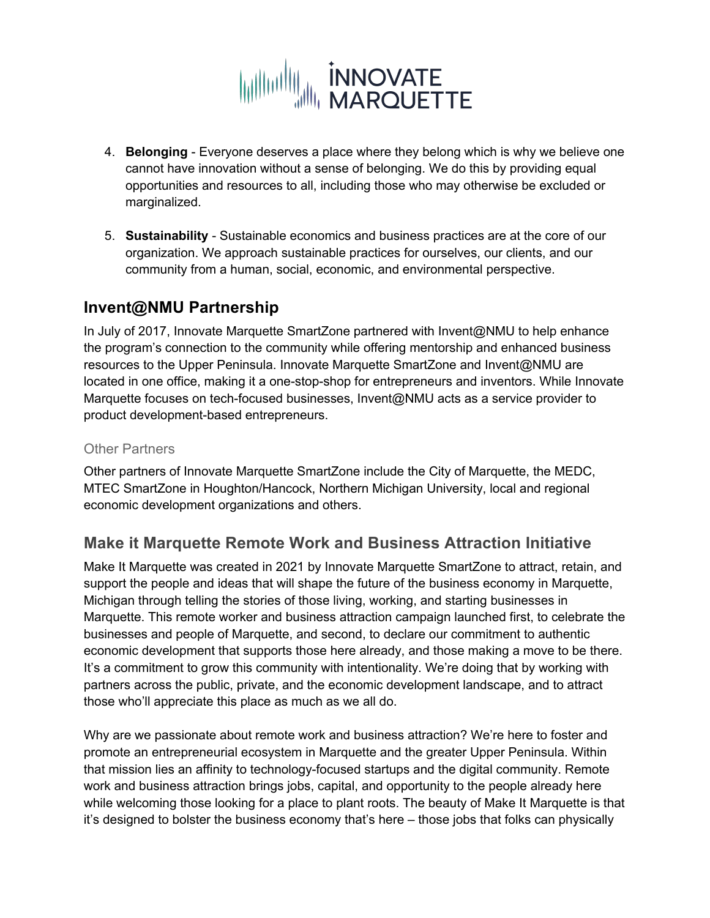4. **Belonging** - Everyone deserves a place where they belong which is why we believe one cannot have innovation without a sense of belonging. We do this by providing equal opportunities and resources to all, including those who may otherwise be excluded or marginalized.

5. **Sustainability** - Sustainable economics and business practices are at the core of our organization. We approach sustainable practices for ourselves, our clients, and our community from a human, social, economic, and environmental perspective.

## Invent@NMU Partnership

In July of 2017, Innovate Marquette SmartZone partnered with Invent@NMU to help enhance the program's connection to the community while offering mentorship and enhanced business resources to the Upper Peninsula. Innovate Marquette SmartZone and Invent@NMU are located in one office, making it a one-stop-shop for entrepreneurs and inventors. While Innovate Marquette focuses on tech-focused businesses, Invent@NMU acts as a service provider to product development-based entrepreneurs.

### Other Partners

Other partners of Innovate Marquette SmartZone include the City of Marquette, the MEDC, MTEC SmartZone in Houghton/Hancock, Northern Michigan University, local and regional economic development organizations and others.

## Make it Marquette Remote Work and Business Attraction Initiative

Make It Marquette was created in 2021 by Innovate Marquette SmartZone to attract, retain, and support the people and ideas that will shape the future of the business economy in Marquette, Michigan through telling the stories of those living, working, and starting businesses in Marquette. This remote worker and business attraction campaign launched first, to celebrate the businesses and people of Marquette, and second, to declare our commitment to authentic economic development that supports those here already, and those making a move to be there. It's a commitment to grow this community with intentionality. We're doing that by working with partners across the public, private, and the economic development landscape, and to attract those who'll appreciate this place as much as we all do.

Why are we passionate about remote work and business attraction? We're here to foster and promote an entrepreneurial ecosystem in Marquette and the greater Upper Peninsula. Within that mission lies an affinity to technology-focused startups and the digital community. Remote work and business attraction brings jobs, capital, and opportunity to the people already here while welcoming those looking for a place to plant roots. The beauty of Make It Marquette is that it's designed to bolster the business economy that's here – those jobs that folks can physically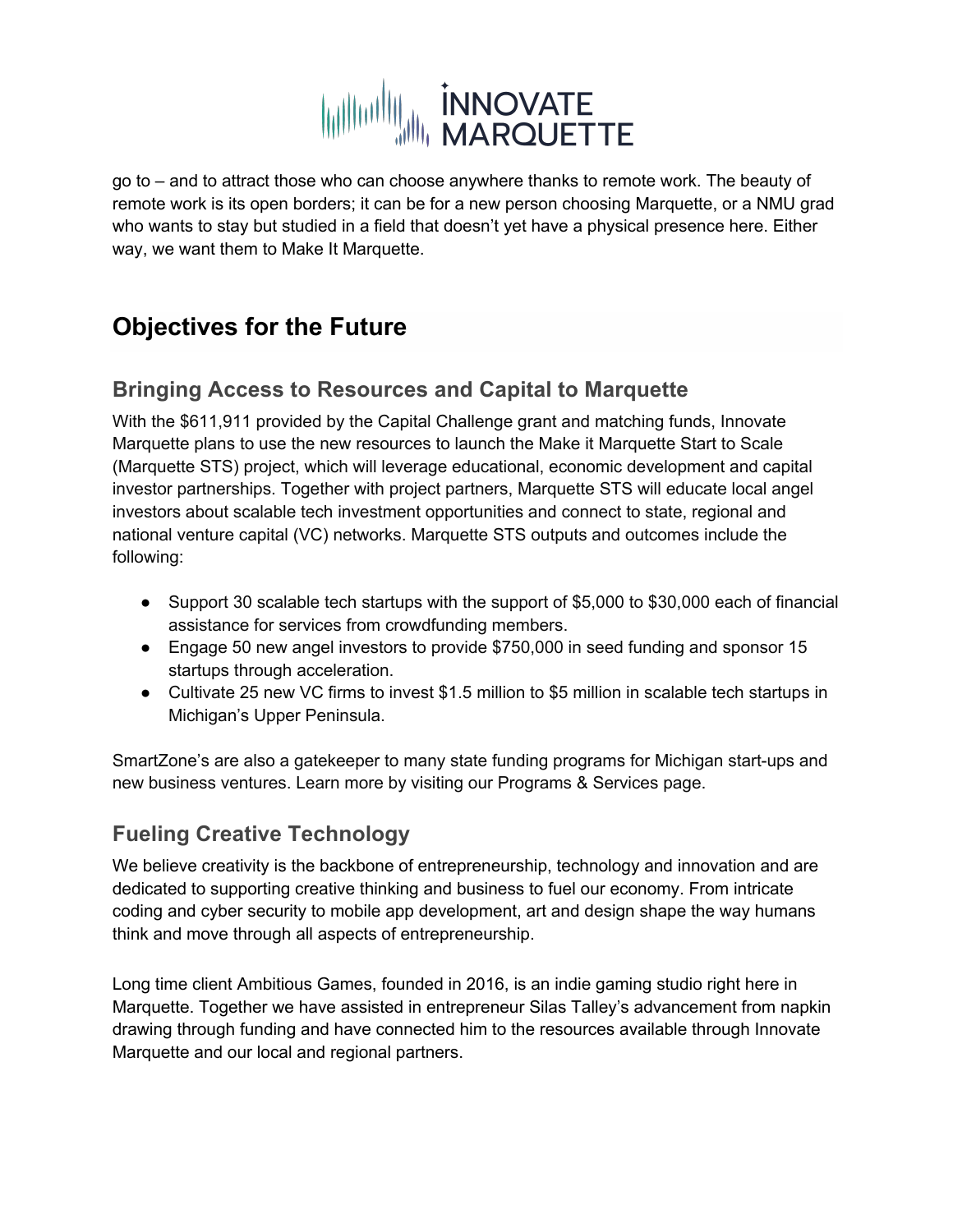go to – and to attract those who can choose anywhere thanks to remote work. The beauty of remote work is its open borders; it can be for a new person choosing Marquette, or a NMU grad who wants to stay but studied in a field that doesn't yet have a physical presence here. Either way, we want them to Make It Marquette.

# Objectives for the Future

## Bringing Access to Resources and Capital to Marquette

With the $611,911 provided by the Capital Challenge grant and matching funds, Innovate Marquette plans to use the new resources to launch the Make it Marquette Start to Scale (Marquette STS) project, which will leverage educational, economic development and capital investor partnerships. Together with project partners, Marquette STS will educate local angel investors about scalable tech investment opportunities and connect to state, regional and national venture capital (VC) networks. Marquette STS outputs and outcomes include the following:

- Support 30 scalable tech startups with the support of $5,000 to $30,000 each of financial assistance for services from crowdfunding members.
- Engage 50 new angel investors to provide $750,000 in seed funding and sponsor 15 startups through acceleration.
- Cultivate 25 new VC firms to invest $1.5 million to $5 million in scalable tech startups in Michigan's Upper Peninsula.

SmartZone's are also a gatekeeper to many state funding programs for Michigan start-ups and new business ventures. Learn more by visiting our Programs & Services page.

## Fueling Creative Technology

We believe creativity is the backbone of entrepreneurship, technology and innovation and are dedicated to supporting creative thinking and business to fuel our economy. From intricate coding and cyber security to mobile app development, art and design shape the way humans think and move through all aspects of entrepreneurship.

Long time client Ambitious Games, founded in 2016, is an indie gaming studio right here in Marquette. Together we have assisted in entrepreneur Silas Talley's advancement from napkin drawing through funding and have connected him to the resources available through Innovate Marquette and our local and regional partners.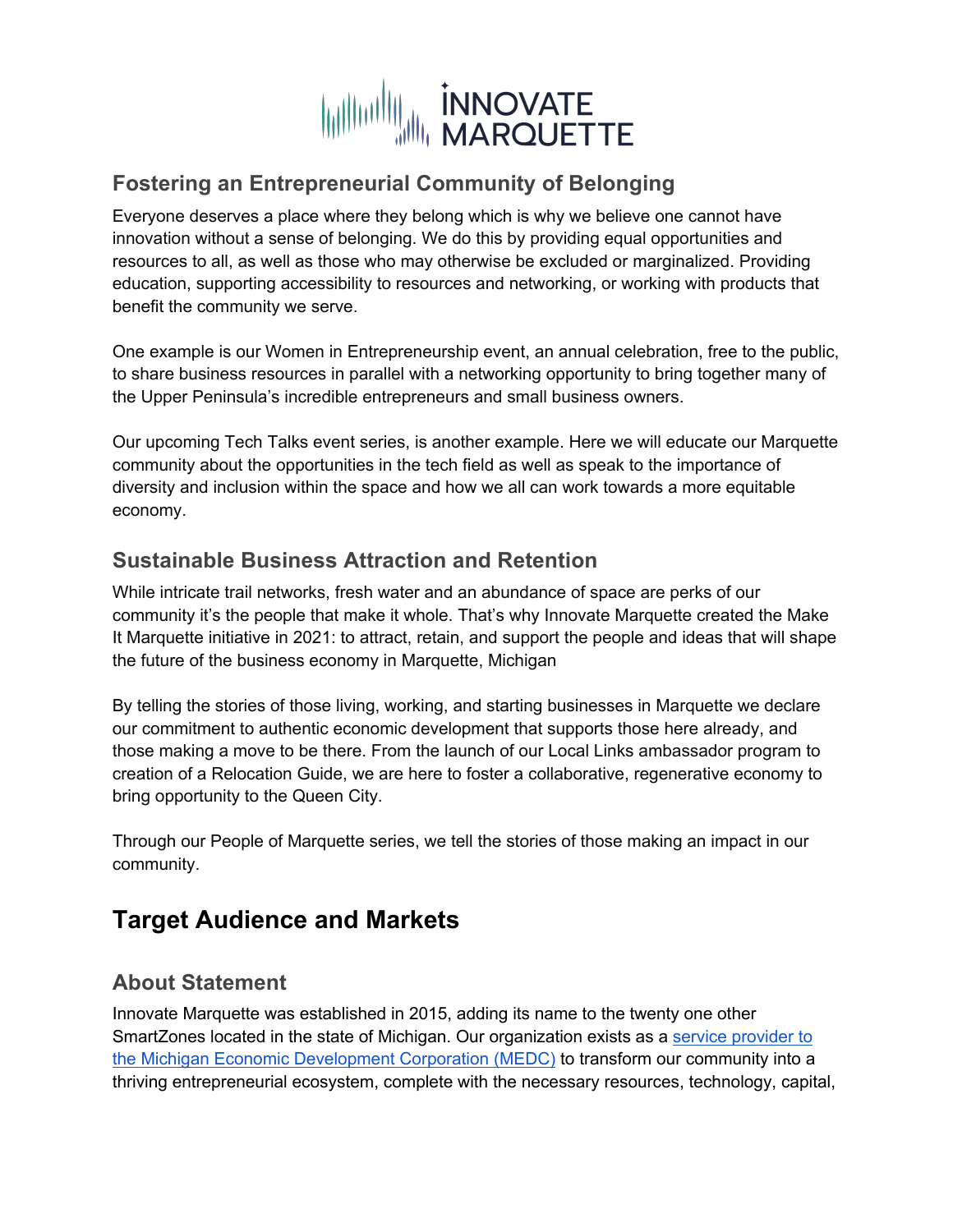### Fostering an Entrepreneurial Community of Belonging

Everyone deserves a place where they belong which is why we believe one cannot have innovation without a sense of belonging. We do this by providing equal opportunities and resources to all, as well as those who may otherwise be excluded or marginalized. Providing education, supporting accessibility to resources and networking, or working with products that benefit the community we serve.

One example is our Women in Entrepreneurship event, an annual celebration, free to the public, to share business resources in parallel with a networking opportunity to bring together many of the Upper Peninsula's incredible entrepreneurs and small business owners.

Our upcoming Tech Talks event series, is another example. Here we will educate our Marquette community about the opportunities in the tech field as well as speak to the importance of diversity and inclusion within the space and how we all can work towards a more equitable economy.

### Sustainable Business Attraction and Retention

While intricate trail networks, fresh water and an abundance of space are perks of our community it's the people that make it whole. That's why Innovate Marquette created the Make It Marquette initiative in 2021: to attract, retain, and support the people and ideas that will shape the future of the business economy in Marquette, Michigan

By telling the stories of those living, working, and starting businesses in Marquette we declare our commitment to authentic economic development that supports those here already, and those making a move to be there. From the launch of our Local Links ambassador program to creation of a Relocation Guide, we are here to foster a collaborative, regenerative economy to bring opportunity to the Queen City.

Through our People of Marquette series, we tell the stories of those making an impact in our community.

## Target Audience and Markets

### About Statement

Innovate Marquette was established in 2015, adding its name to the twenty one other SmartZones located in the state of Michigan. Our organization exists as a [service provider to the Michigan Economic Development Corporation (MEDC)](#) to transform our community into a thriving entrepreneurial ecosystem, complete with the necessary resources, technology, capital,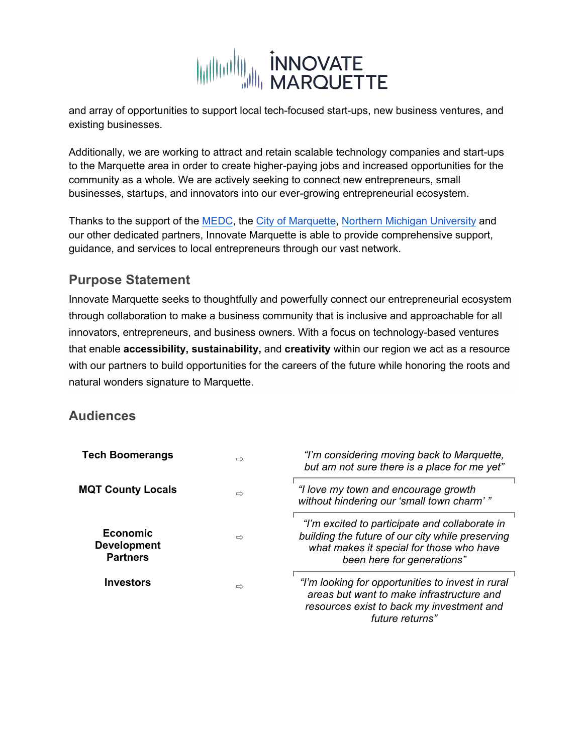and array of opportunities to support local tech-focused start-ups, new business ventures, and existing businesses.

Additionally, we are working to attract and retain scalable technology companies and start-ups to the Marquette area in order to create higher-paying jobs and increased opportunities for the community as a whole. We are actively seeking to connect new entrepreneurs, small businesses, startups, and innovators into our ever-growing entrepreneurial ecosystem.

Thanks to the support of the MEDC, the City of Marquette, Northern Michigan University and our other dedicated partners, Innovate Marquette is able to provide comprehensive support, guidance, and services to local entrepreneurs through our vast network.

## Purpose Statement

Innovate Marquette seeks to thoughtfully and powerfully connect our entrepreneurial ecosystem through collaboration to make a business community that is inclusive and approachable for all innovators, entrepreneurs, and business owners. With a focus on technology-based ventures that enable **accessibility, sustainability,** and **creativity** within our region we act as a resource with our partners to build opportunities for the careers of the future while honoring the roots and natural wonders signature to Marquette.

## Audiences

| Audience | | Quote |
|---|---|---|
| **Tech Boomerangs** | ⇨ | *"I'm considering moving back to Marquette, but am not sure there is a place for me yet"* |
| **MQT County Locals** | ⇨ | *"I love my town and encourage growth without hindering our 'small town charm' "* |
| **Economic Development Partners** | ⇨ | *"I'm excited to participate and collaborate in building the future of our city while preserving what makes it special for those who have been here for generations"* |
| **Investors** | ⇨ | *"I'm looking for opportunities to invest in rural areas but want to make infrastructure and resources exist to back my investment and future returns"* |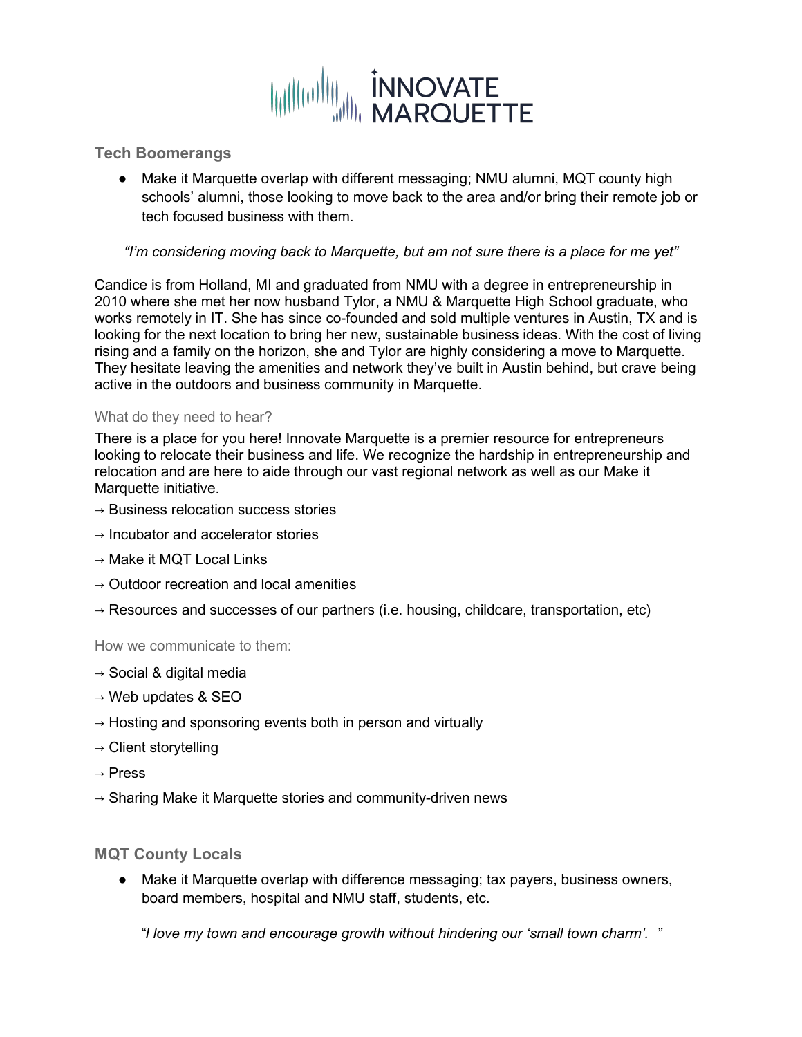## Tech Boomerangs

- Make it Marquette overlap with different messaging; NMU alumni, MQT county high schools' alumni, those looking to move back to the area and/or bring their remote job or tech focused business with them.

*"I'm considering moving back to Marquette, but am not sure there is a place for me yet"*

Candice is from Holland, MI and graduated from NMU with a degree in entrepreneurship in 2010 where she met her now husband Tylor, a NMU & Marquette High School graduate, who works remotely in IT. She has since co-founded and sold multiple ventures in Austin, TX and is looking for the next location to bring her new, sustainable business ideas. With the cost of living rising and a family on the horizon, she and Tylor are highly considering a move to Marquette. They hesitate leaving the amenities and network they've built in Austin behind, but crave being active in the outdoors and business community in Marquette.

### What do they need to hear?

There is a place for you here! Innovate Marquette is a premier resource for entrepreneurs looking to relocate their business and life. We recognize the hardship in entrepreneurship and relocation and are here to aide through our vast regional network as well as our Make it Marquette initiative.

→ Business relocation success stories

→ Incubator and accelerator stories

→ Make it MQT Local Links

→ Outdoor recreation and local amenities

→ Resources and successes of our partners (i.e. housing, childcare, transportation, etc)

### How we communicate to them:

→ Social & digital media

→ Web updates & SEO

→ Hosting and sponsoring events both in person and virtually

→ Client storytelling

→ Press

→ Sharing Make it Marquette stories and community-driven news

## MQT County Locals

- Make it Marquette overlap with difference messaging; tax payers, business owners, board members, hospital and NMU staff, students, etc.

  *"I love my town and encourage growth without hindering our 'small town charm'. "*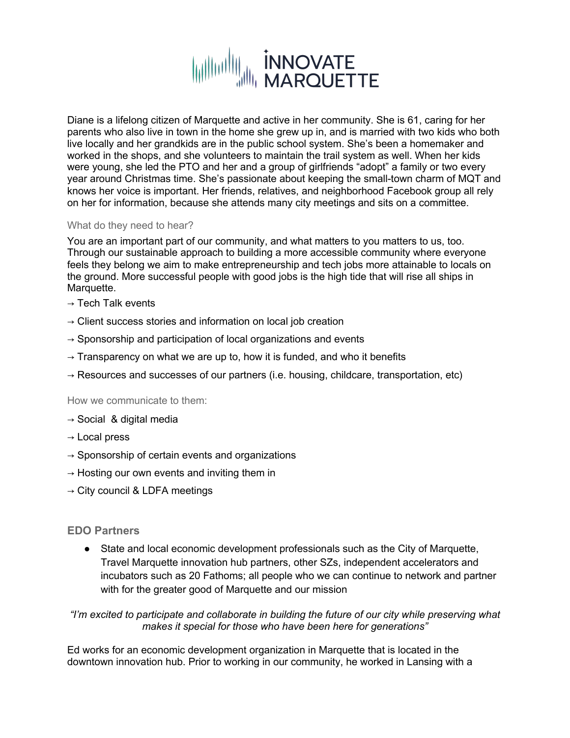Diane is a lifelong citizen of Marquette and active in her community. She is 61, caring for her parents who also live in town in the home she grew up in, and is married with two kids who both live locally and her grandkids are in the public school system. She's been a homemaker and worked in the shops, and she volunteers to maintain the trail system as well. When her kids were young, she led the PTO and her and a group of girlfriends "adopt" a family or two every year around Christmas time. She's passionate about keeping the small-town charm of MQT and knows her voice is important. Her friends, relatives, and neighborhood Facebook group all rely on her for information, because she attends many city meetings and sits on a committee.

What do they need to hear?

You are an important part of our community, and what matters to you matters to us, too. Through our sustainable approach to building a more accessible community where everyone feels they belong we aim to make entrepreneurship and tech jobs more attainable to locals on the ground. More successful people with good jobs is the high tide that will rise all ships in Marquette.

→ Tech Talk events

→ Client success stories and information on local job creation

→ Sponsorship and participation of local organizations and events

→ Transparency on what we are up to, how it is funded, and who it benefits

→ Resources and successes of our partners (i.e. housing, childcare, transportation, etc)

How we communicate to them:

→ Social & digital media

→ Local press

→ Sponsorship of certain events and organizations

→ Hosting our own events and inviting them in

→ City council & LDFA meetings

### EDO Partners

- State and local economic development professionals such as the City of Marquette, Travel Marquette innovation hub partners, other SZs, independent accelerators and incubators such as 20 Fathoms; all people who we can continue to network and partner with for the greater good of Marquette and our mission

*"I'm excited to participate and collaborate in building the future of our city while preserving what makes it special for those who have been here for generations"*

Ed works for an economic development organization in Marquette that is located in the downtown innovation hub. Prior to working in our community, he worked in Lansing with a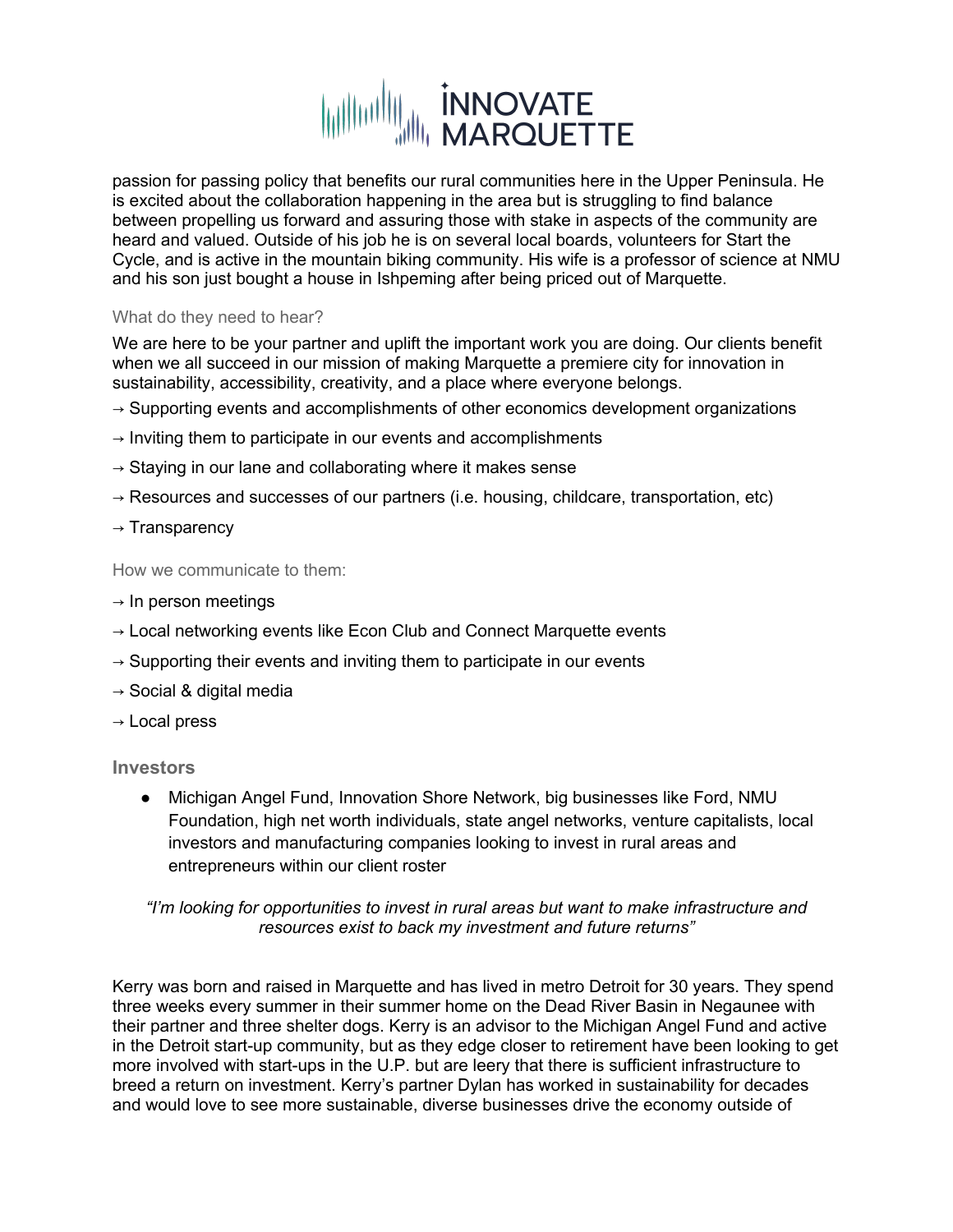passion for passing policy that benefits our rural communities here in the Upper Peninsula. He is excited about the collaboration happening in the area but is struggling to find balance between propelling us forward and assuring those with stake in aspects of the community are heard and valued. Outside of his job he is on several local boards, volunteers for Start the Cycle, and is active in the mountain biking community. His wife is a professor of science at NMU and his son just bought a house in Ishpeming after being priced out of Marquette.

#### What do they need to hear?

We are here to be your partner and uplift the important work you are doing. Our clients benefit when we all succeed in our mission of making Marquette a premiere city for innovation in sustainability, accessibility, creativity, and a place where everyone belongs.

→ Supporting events and accomplishments of other economics development organizations

→ Inviting them to participate in our events and accomplishments

→ Staying in our lane and collaborating where it makes sense

→ Resources and successes of our partners (i.e. housing, childcare, transportation, etc)

→ Transparency

#### How we communicate to them:

→ In person meetings

→ Local networking events like Econ Club and Connect Marquette events

→ Supporting their events and inviting them to participate in our events

→ Social & digital media

→ Local press

### Investors

- Michigan Angel Fund, Innovation Shore Network, big businesses like Ford, NMU Foundation, high net worth individuals, state angel networks, venture capitalists, local investors and manufacturing companies looking to invest in rural areas and entrepreneurs within our client roster

*"I'm looking for opportunities to invest in rural areas but want to make infrastructure and resources exist to back my investment and future returns"*

Kerry was born and raised in Marquette and has lived in metro Detroit for 30 years. They spend three weeks every summer in their summer home on the Dead River Basin in Negaunee with their partner and three shelter dogs. Kerry is an advisor to the Michigan Angel Fund and active in the Detroit start-up community, but as they edge closer to retirement have been looking to get more involved with start-ups in the U.P. but are leery that there is sufficient infrastructure to breed a return on investment. Kerry's partner Dylan has worked in sustainability for decades and would love to see more sustainable, diverse businesses drive the economy outside of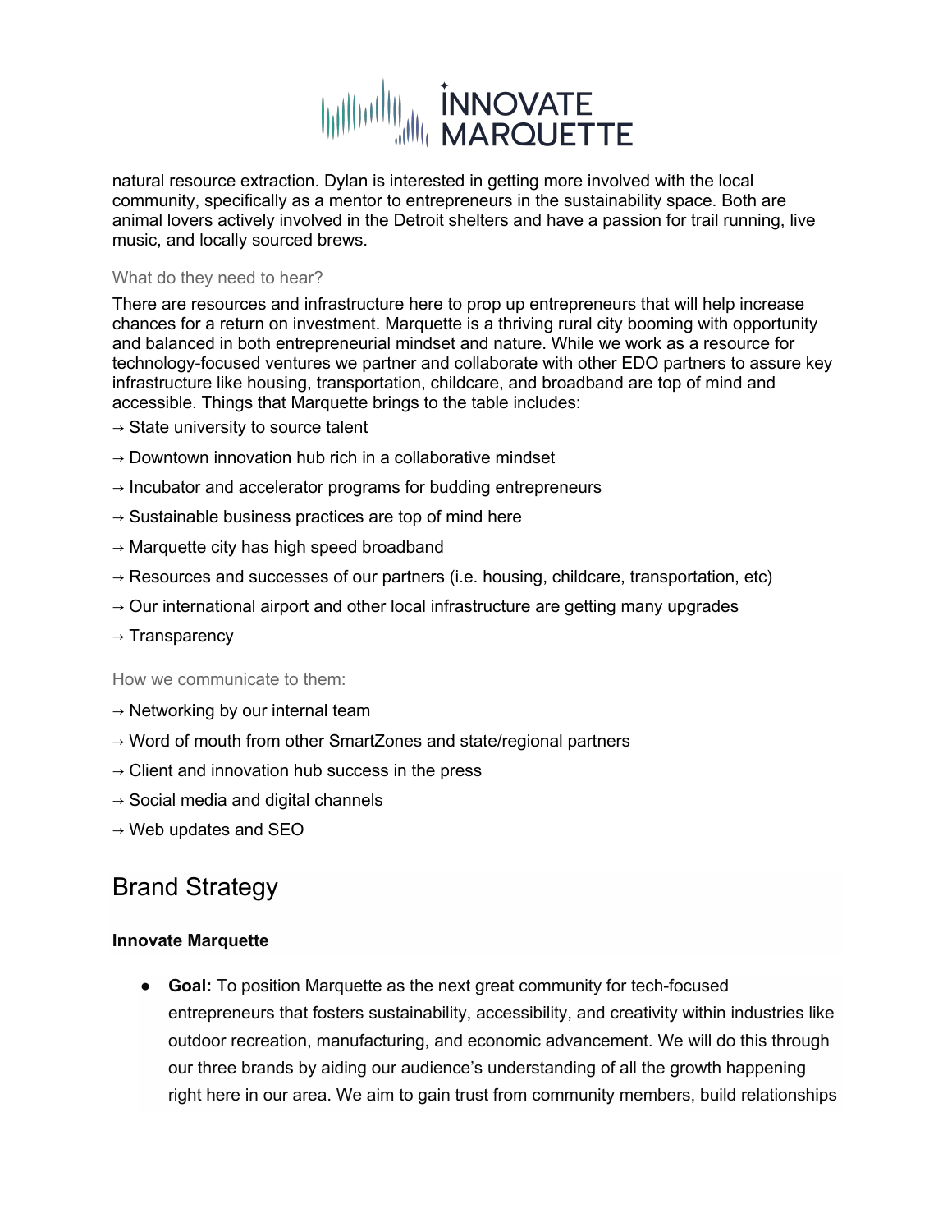natural resource extraction. Dylan is interested in getting more involved with the local community, specifically as a mentor to entrepreneurs in the sustainability space. Both are animal lovers actively involved in the Detroit shelters and have a passion for trail running, live music, and locally sourced brews.

What do they need to hear?

There are resources and infrastructure here to prop up entrepreneurs that will help increase chances for a return on investment. Marquette is a thriving rural city booming with opportunity and balanced in both entrepreneurial mindset and nature. While we work as a resource for technology-focused ventures we partner and collaborate with other EDO partners to assure key infrastructure like housing, transportation, childcare, and broadband are top of mind and accessible. Things that Marquette brings to the table includes:

→ State university to source talent

→ Downtown innovation hub rich in a collaborative mindset

→ Incubator and accelerator programs for budding entrepreneurs

→ Sustainable business practices are top of mind here

→ Marquette city has high speed broadband

→ Resources and successes of our partners (i.e. housing, childcare, transportation, etc)

→ Our international airport and other local infrastructure are getting many upgrades

→ Transparency

How we communicate to them:

→ Networking by our internal team

→ Word of mouth from other SmartZones and state/regional partners

→ Client and innovation hub success in the press

→ Social media and digital channels

→ Web updates and SEO

## Brand Strategy

**Innovate Marquette**

- **Goal:** To position Marquette as the next great community for tech-focused entrepreneurs that fosters sustainability, accessibility, and creativity within industries like outdoor recreation, manufacturing, and economic advancement. We will do this through our three brands by aiding our audience's understanding of all the growth happening right here in our area. We aim to gain trust from community members, build relationships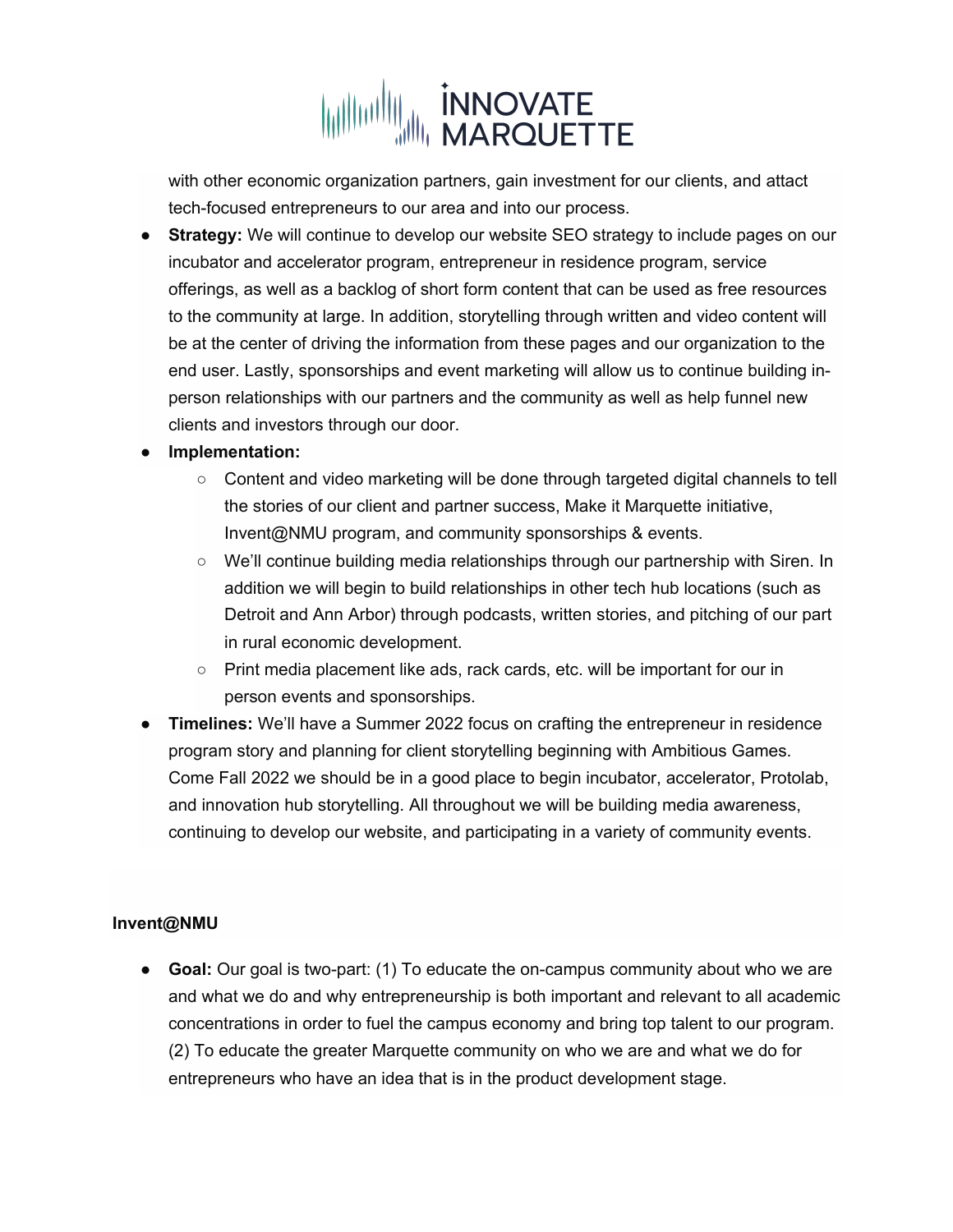with other economic organization partners, gain investment for our clients, and attact tech-focused entrepreneurs to our area and into our process.

- **Strategy:** We will continue to develop our website SEO strategy to include pages on our incubator and accelerator program, entrepreneur in residence program, service offerings, as well as a backlog of short form content that can be used as free resources to the community at large. In addition, storytelling through written and video content will be at the center of driving the information from these pages and our organization to the end user. Lastly, sponsorships and event marketing will allow us to continue building in-person relationships with our partners and the community as well as help funnel new clients and investors through our door.
- **Implementation:**
  - Content and video marketing will be done through targeted digital channels to tell the stories of our client and partner success, Make it Marquette initiative, Invent@NMU program, and community sponsorships & events.
  - We'll continue building media relationships through our partnership with Siren. In addition we will begin to build relationships in other tech hub locations (such as Detroit and Ann Arbor) through podcasts, written stories, and pitching of our part in rural economic development.
  - Print media placement like ads, rack cards, etc. will be important for our in person events and sponsorships.
- **Timelines:** We'll have a Summer 2022 focus on crafting the entrepreneur in residence program story and planning for client storytelling beginning with Ambitious Games. Come Fall 2022 we should be in a good place to begin incubator, accelerator, Protolab, and innovation hub storytelling. All throughout we will be building media awareness, continuing to develop our website, and participating in a variety of community events.

**Invent@NMU**

- **Goal:** Our goal is two-part: (1) To educate the on-campus community about who we are and what we do and why entrepreneurship is both important and relevant to all academic concentrations in order to fuel the campus economy and bring top talent to our program. (2) To educate the greater Marquette community on who we are and what we do for entrepreneurs who have an idea that is in the product development stage.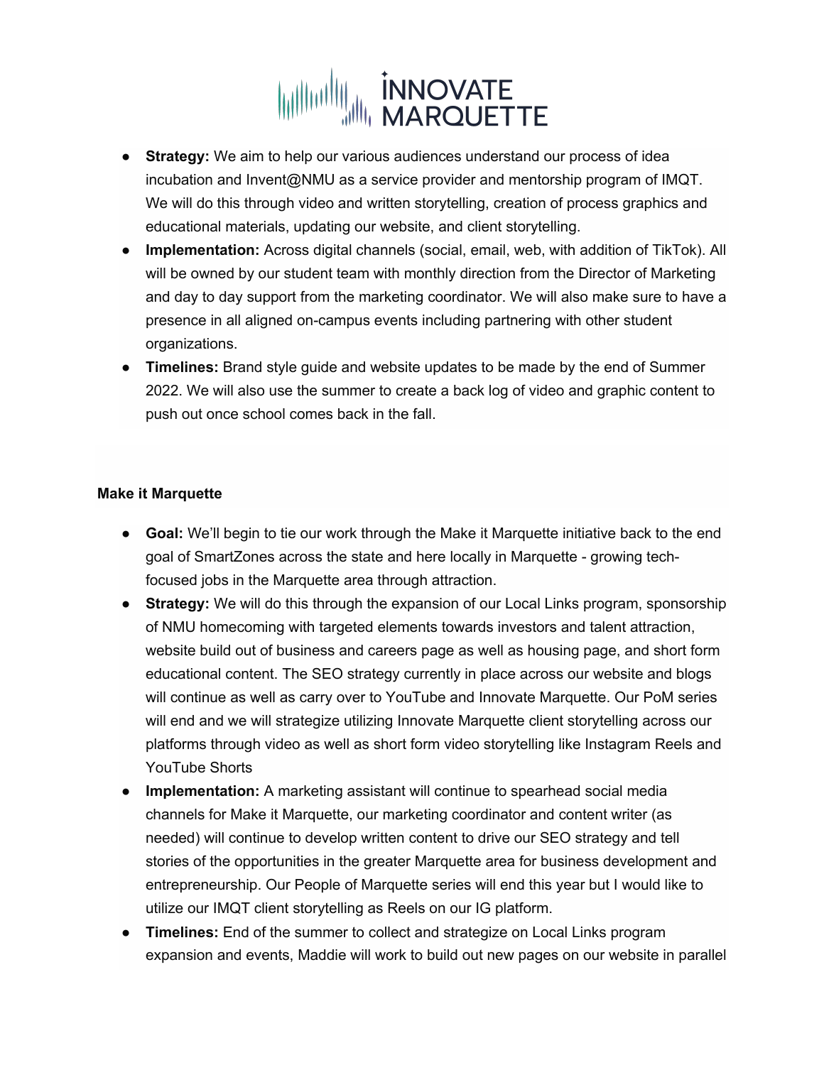- **Strategy:** We aim to help our various audiences understand our process of idea incubation and Invent@NMU as a service provider and mentorship program of IMQT. We will do this through video and written storytelling, creation of process graphics and educational materials, updating our website, and client storytelling.
- **Implementation:** Across digital channels (social, email, web, with addition of TikTok). All will be owned by our student team with monthly direction from the Director of Marketing and day to day support from the marketing coordinator. We will also make sure to have a presence in all aligned on-campus events including partnering with other student organizations.
- **Timelines:** Brand style guide and website updates to be made by the end of Summer 2022. We will also use the summer to create a back log of video and graphic content to push out once school comes back in the fall.

**Make it Marquette**

- **Goal:** We'll begin to tie our work through the Make it Marquette initiative back to the end goal of SmartZones across the state and here locally in Marquette - growing tech-focused jobs in the Marquette area through attraction.
- **Strategy:** We will do this through the expansion of our Local Links program, sponsorship of NMU homecoming with targeted elements towards investors and talent attraction, website build out of business and careers page as well as housing page, and short form educational content. The SEO strategy currently in place across our website and blogs will continue as well as carry over to YouTube and Innovate Marquette. Our PoM series will end and we will strategize utilizing Innovate Marquette client storytelling across our platforms through video as well as short form video storytelling like Instagram Reels and YouTube Shorts
- **Implementation:** A marketing assistant will continue to spearhead social media channels for Make it Marquette, our marketing coordinator and content writer (as needed) will continue to develop written content to drive our SEO strategy and tell stories of the opportunities in the greater Marquette area for business development and entrepreneurship. Our People of Marquette series will end this year but I would like to utilize our IMQT client storytelling as Reels on our IG platform.
- **Timelines:** End of the summer to collect and strategize on Local Links program expansion and events, Maddie will work to build out new pages on our website in parallel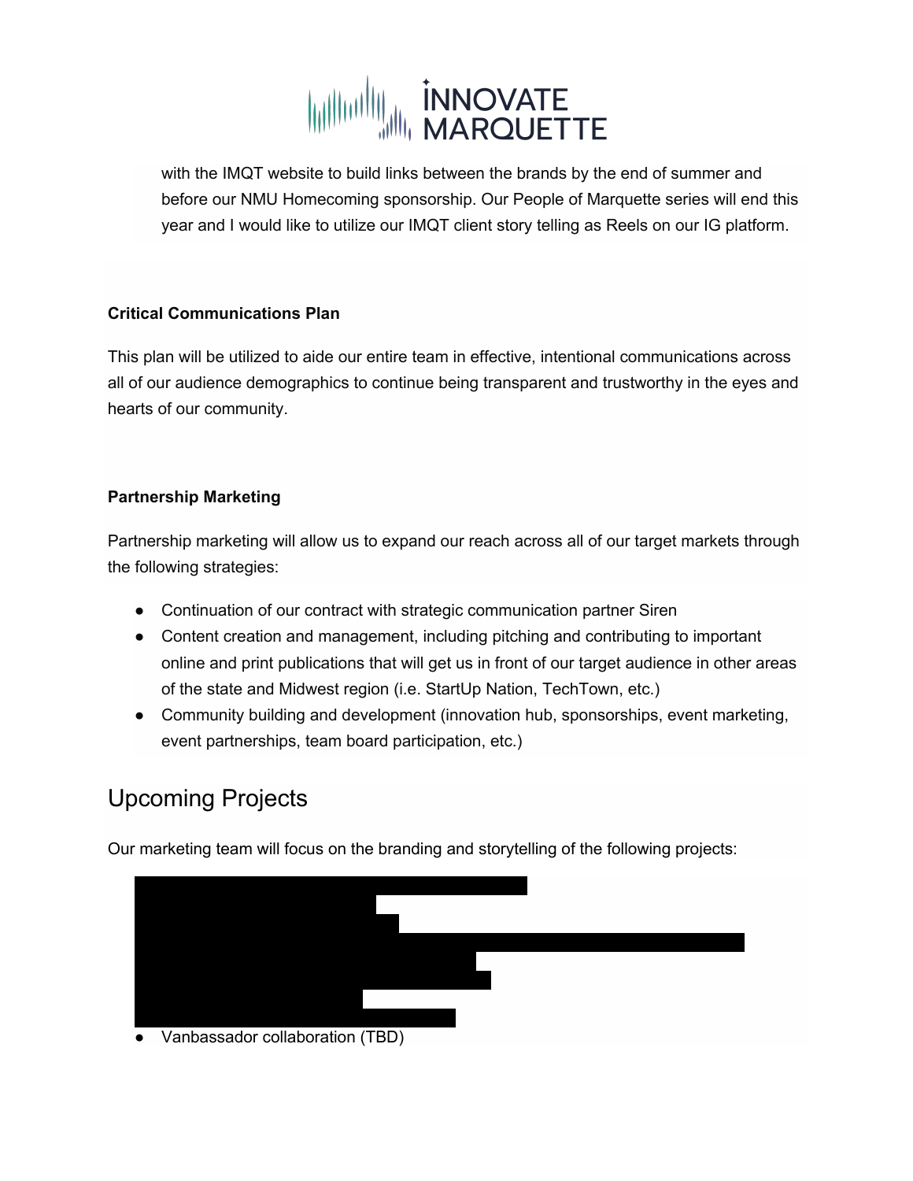with the IMQT website to build links between the brands by the end of summer and before our NMU Homecoming sponsorship. Our People of Marquette series will end this year and I would like to utilize our IMQT client story telling as Reels on our IG platform.

**Critical Communications Plan**

This plan will be utilized to aide our entire team in effective, intentional communications across all of our audience demographics to continue being transparent and trustworthy in the eyes and hearts of our community.

**Partnership Marketing**

Partnership marketing will allow us to expand our reach across all of our target markets through the following strategies:

- Continuation of our contract with strategic communication partner Siren
- Content creation and management, including pitching and contributing to important online and print publications that will get us in front of our target audience in other areas of the state and Midwest region (i.e. StartUp Nation, TechTown, etc.)
- Community building and development (innovation hub, sponsorships, event marketing, event partnerships, team board participation, etc.)

## Upcoming Projects

Our marketing team will focus on the branding and storytelling of the following projects:

- Vanbassador collaboration (TBD)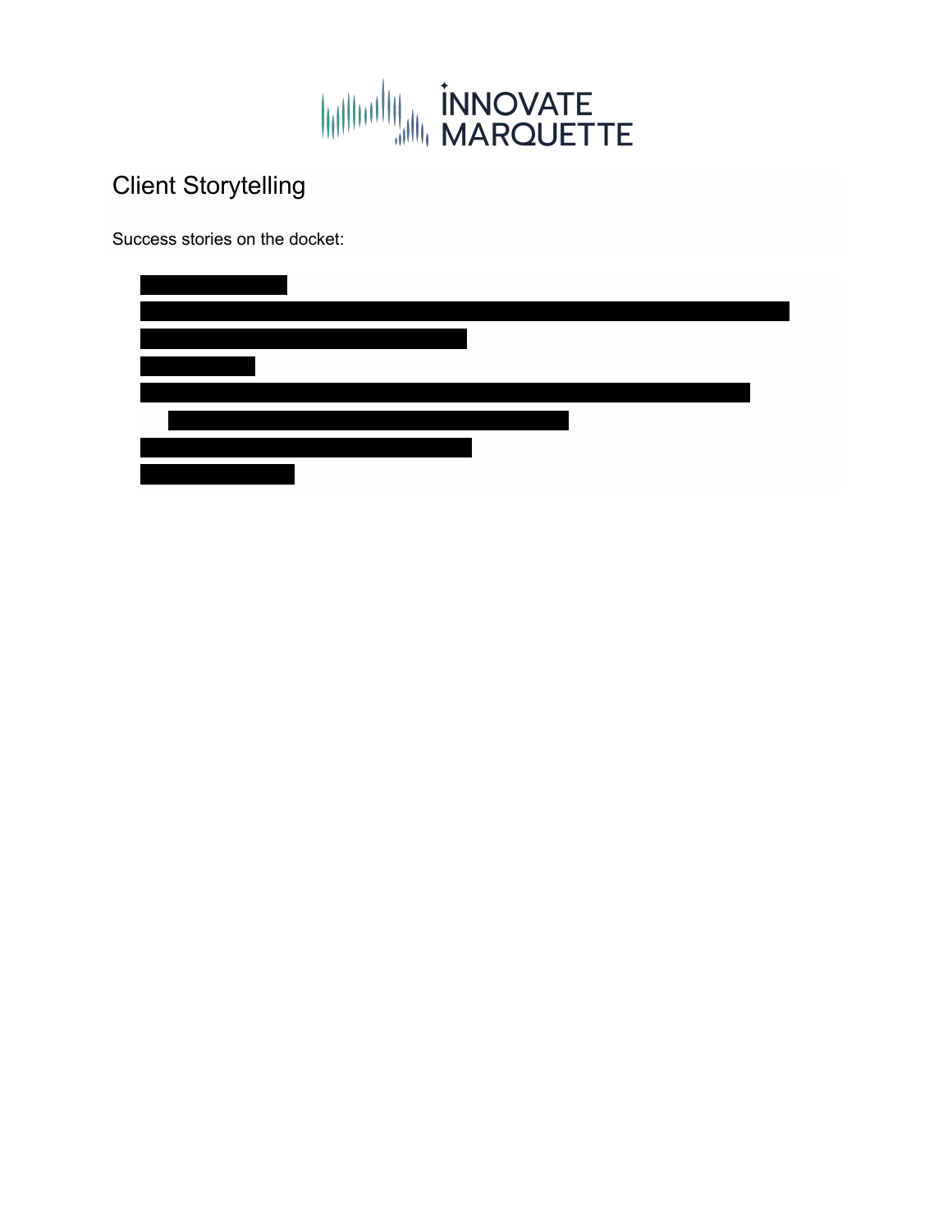# Client Storytelling

Success stories on the docket: